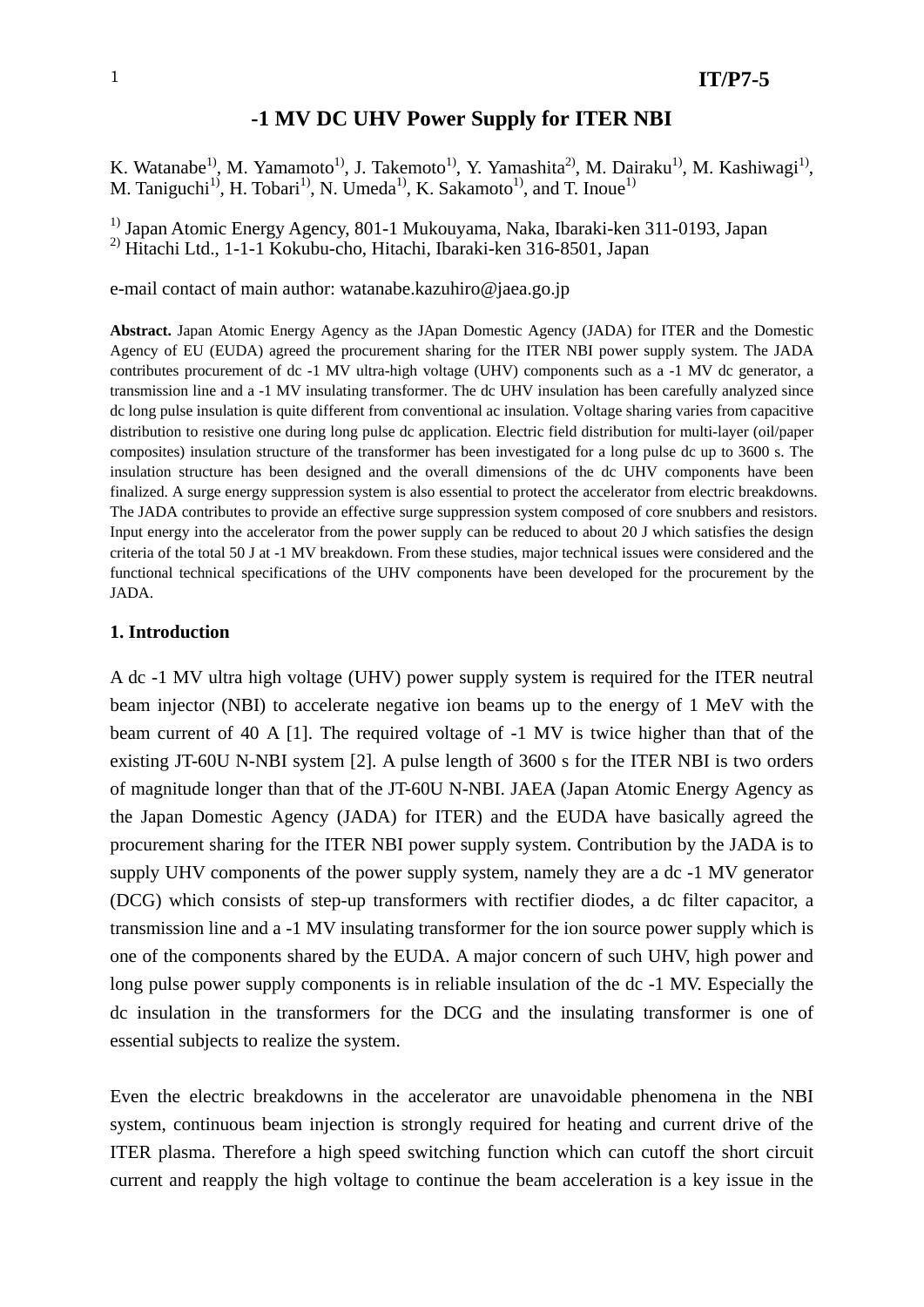# -1 MV DC UHV Power Supply for ITER NBI

K. Watanabe[1], M. Yamamoto[1], J. Takemoto[1], Y. Yamashita[2], M. Dairaku[1], M. Kashiwagi[1], M. Taniguchi[1], H. Tobari[1], N. Umeda[1], K. Sakamoto[1], and T. Inoue[1]

[1] Japan Atomic Energy Agency, 801-1 Mukouyama, Naka, Ibaraki-ken 311-0193, Japan
[2] Hitachi Ltd., 1-1-1 Kokubu-cho, Hitachi, Ibaraki-ken 316-8501, Japan

e-mail contact of main author: watanabe.kazuhiro@jaea.go.jp

**Abstract.** Japan Atomic Energy Agency as the JApan Domestic Agency (JADA) for ITER and the Domestic Agency of EU (EUDA) agreed the procurement sharing for the ITER NBI power supply system. The JADA contributes procurement of dc -1 MV ultra-high voltage (UHV) components such as a -1 MV dc generator, a transmission line and a -1 MV insulating transformer. The dc UHV insulation has been carefully analyzed since dc long pulse insulation is quite different from conventional ac insulation. Voltage sharing varies from capacitive distribution to resistive one during long pulse dc application. Electric field distribution for multi-layer (oil/paper composites) insulation structure of the transformer has been investigated for a long pulse dc up to 3600 s. The insulation structure has been designed and the overall dimensions of the dc UHV components have been finalized. A surge energy suppression system is also essential to protect the accelerator from electric breakdowns. The JADA contributes to provide an effective surge suppression system composed of core snubbers and resistors. Input energy into the accelerator from the power supply can be reduced to about 20 J which satisfies the design criteria of the total 50 J at -1 MV breakdown. From these studies, major technical issues were considered and the functional technical specifications of the UHV components have been developed for the procurement by the JADA.

## 1. Introduction

A dc -1 MV ultra high voltage (UHV) power supply system is required for the ITER neutral beam injector (NBI) to accelerate negative ion beams up to the energy of 1 MeV with the beam current of 40 A [1]. The required voltage of -1 MV is twice higher than that of the existing JT-60U N-NBI system [2]. A pulse length of 3600 s for the ITER NBI is two orders of magnitude longer than that of the JT-60U N-NBI. JAEA (Japan Atomic Energy Agency as the Japan Domestic Agency (JADA) for ITER) and the EUDA have basically agreed the procurement sharing for the ITER NBI power supply system. Contribution by the JADA is to supply UHV components of the power supply system, namely they are a dc -1 MV generator (DCG) which consists of step-up transformers with rectifier diodes, a dc filter capacitor, a transmission line and a -1 MV insulating transformer for the ion source power supply which is one of the components shared by the EUDA. A major concern of such UHV, high power and long pulse power supply components is in reliable insulation of the dc -1 MV. Especially the dc insulation in the transformers for the DCG and the insulating transformer is one of essential subjects to realize the system.

Even the electric breakdowns in the accelerator are unavoidable phenomena in the NBI system, continuous beam injection is strongly required for heating and current drive of the ITER plasma. Therefore a high speed switching function which can cutoff the short circuit current and reapply the high voltage to continue the beam acceleration is a key issue in the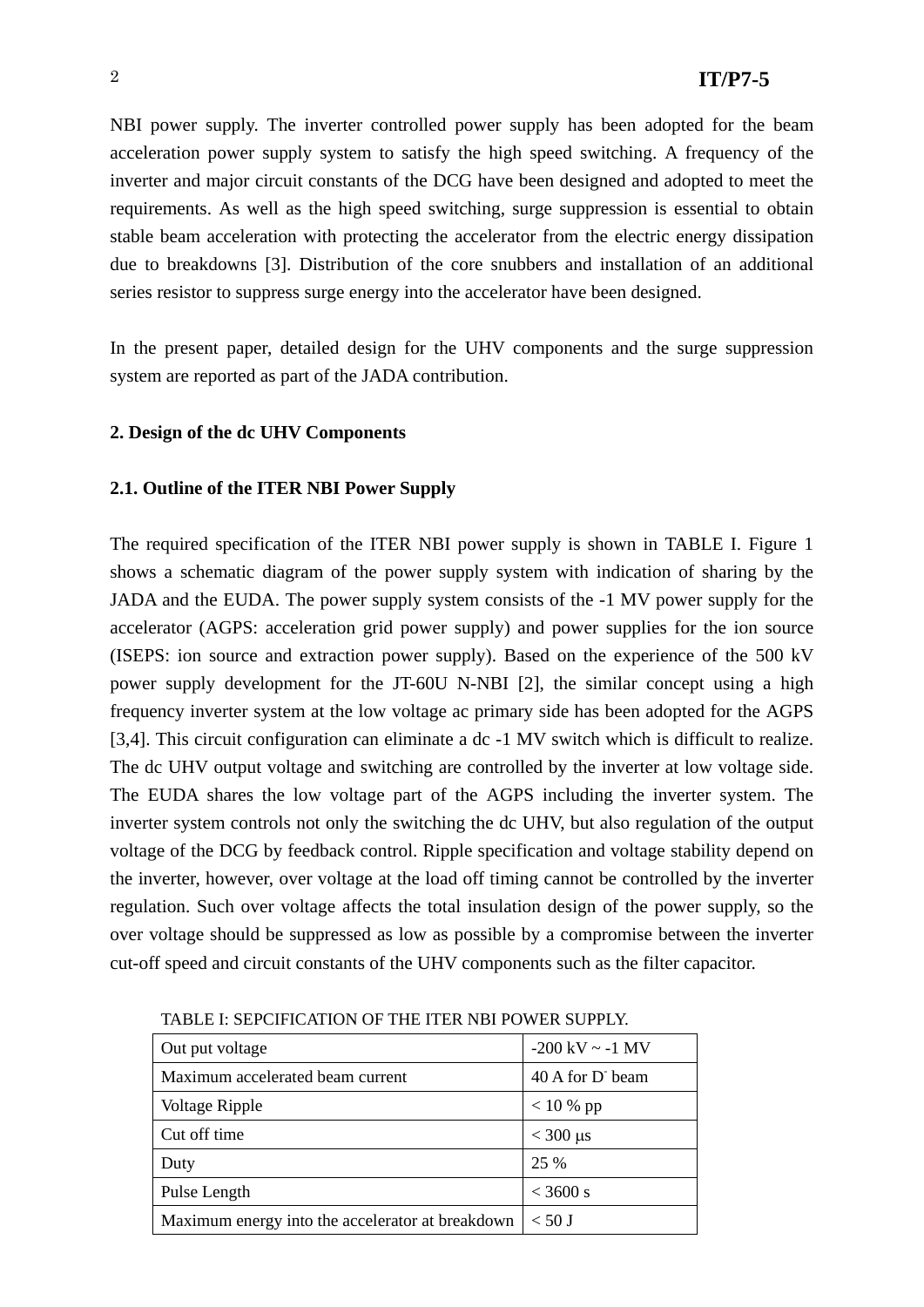NBI power supply. The inverter controlled power supply has been adopted for the beam acceleration power supply system to satisfy the high speed switching. A frequency of the inverter and major circuit constants of the DCG have been designed and adopted to meet the requirements. As well as the high speed switching, surge suppression is essential to obtain stable beam acceleration with protecting the accelerator from the electric energy dissipation due to breakdowns [3]. Distribution of the core snubbers and installation of an additional series resistor to suppress surge energy into the accelerator have been designed.

In the present paper, detailed design for the UHV components and the surge suppression system are reported as part of the JADA contribution.

## 2. Design of the dc UHV Components

### 2.1. Outline of the ITER NBI Power Supply

The required specification of the ITER NBI power supply is shown in TABLE I. Figure 1 shows a schematic diagram of the power supply system with indication of sharing by the JADA and the EUDA. The power supply system consists of the -1 MV power supply for the accelerator (AGPS: acceleration grid power supply) and power supplies for the ion source (ISEPS: ion source and extraction power supply). Based on the experience of the 500 kV power supply development for the JT-60U N-NBI [2], the similar concept using a high frequency inverter system at the low voltage ac primary side has been adopted for the AGPS [3,4]. This circuit configuration can eliminate a dc -1 MV switch which is difficult to realize. The dc UHV output voltage and switching are controlled by the inverter at low voltage side. The EUDA shares the low voltage part of the AGPS including the inverter system. The inverter system controls not only the switching the dc UHV, but also regulation of the output voltage of the DCG by feedback control. Ripple specification and voltage stability depend on the inverter, however, over voltage at the load off timing cannot be controlled by the inverter regulation. Such over voltage affects the total insulation design of the power supply, so the over voltage should be suppressed as low as possible by a compromise between the inverter cut-off speed and circuit constants of the UHV components such as the filter capacitor.

TABLE I: SEPCIFICATION OF THE ITER NBI POWER SUPPLY.

| | |
|---|---|
| Out put voltage | -200 kV ~ -1 MV |
| Maximum accelerated beam current | 40 A for $D^-$ beam |
| Voltage Ripple | < 10 % pp |
| Cut off time | < 300 μs |
| Duty | 25 % |
| Pulse Length | < 3600 s |
| Maximum energy into the accelerator at breakdown | < 50 J |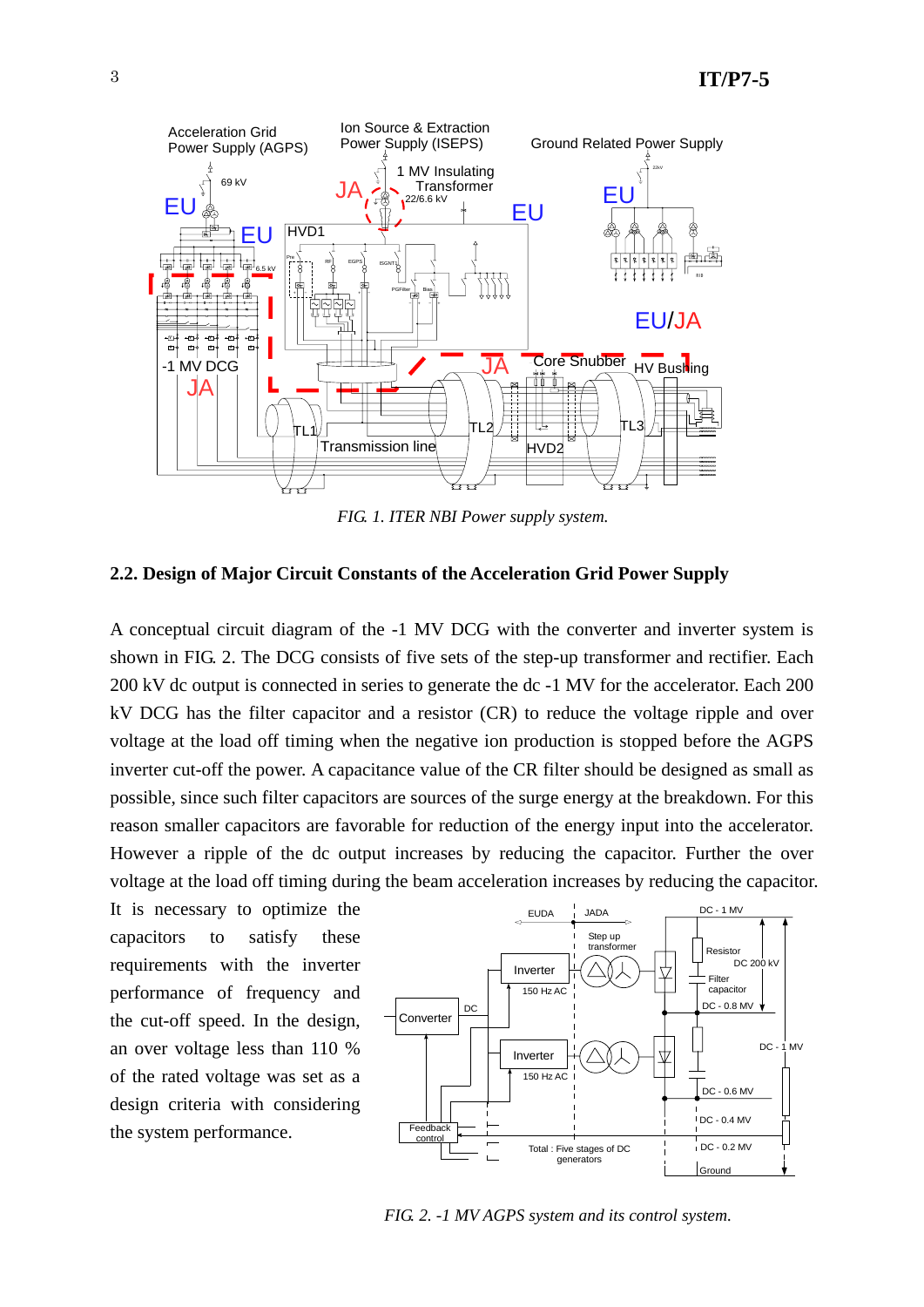*FIG. 1. ITER NBI Power supply system.*

### 2.2. Design of Major Circuit Constants of the Acceleration Grid Power Supply

A conceptual circuit diagram of the -1 MV DCG with the converter and inverter system is shown in FIG. 2. The DCG consists of five sets of the step-up transformer and rectifier. Each 200 kV dc output is connected in series to generate the dc -1 MV for the accelerator. Each 200 kV DCG has the filter capacitor and a resistor (CR) to reduce the voltage ripple and over voltage at the load off timing when the negative ion production is stopped before the AGPS inverter cut-off the power. A capacitance value of the CR filter should be designed as small as possible, since such filter capacitors are sources of the surge energy at the breakdown. For this reason smaller capacitors are favorable for reduction of the energy input into the accelerator. However a ripple of the dc output increases by reducing the capacitor. Further the over voltage at the load off timing during the beam acceleration increases by reducing the capacitor. It is necessary to optimize the capacitors to satisfy these requirements with the inverter performance of frequency and the cut-off speed. In the design, an over voltage less than 110 % of the rated voltage was set as a design criteria with considering the system performance.

*FIG. 2. -1 MV AGPS system and its control system.*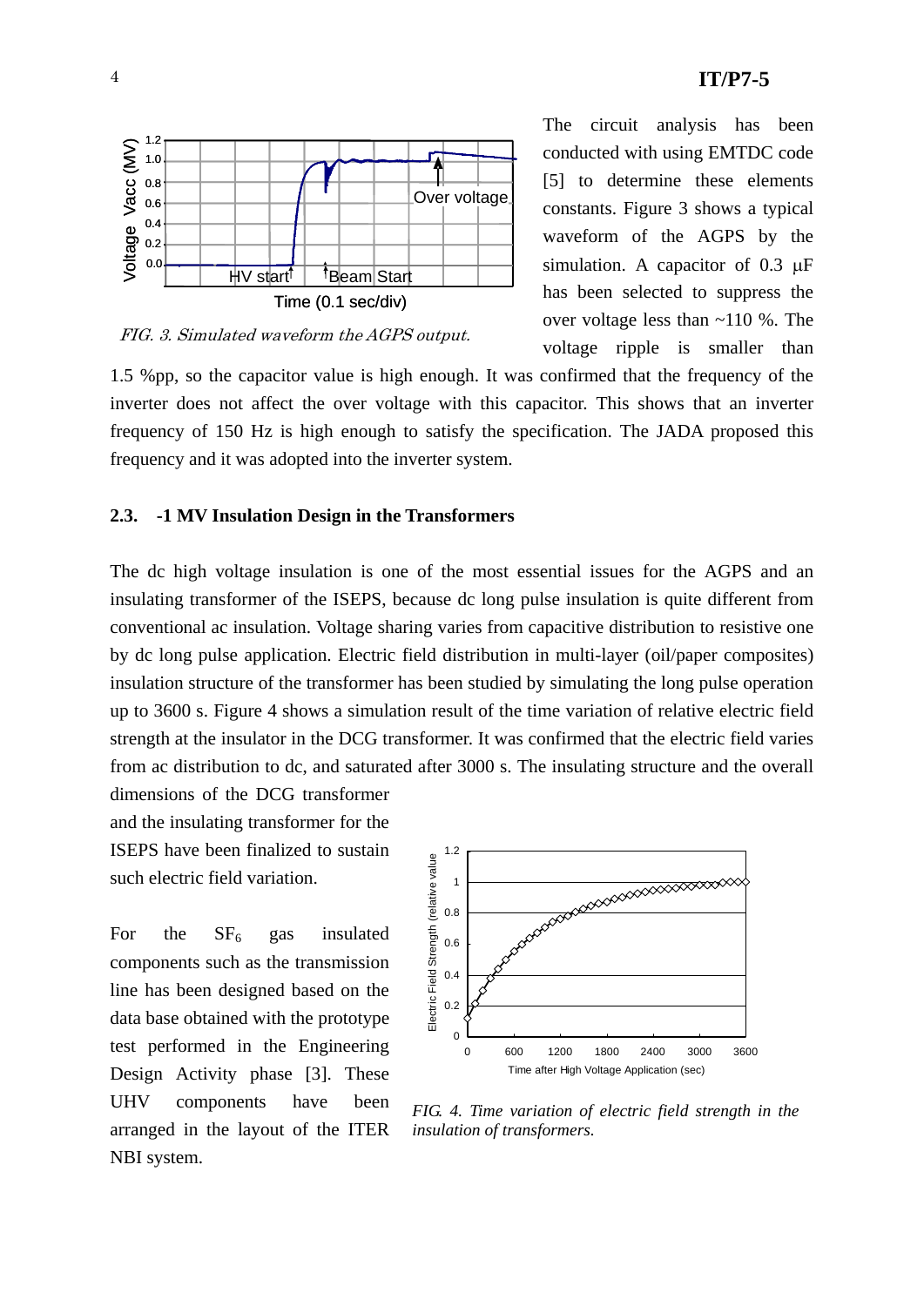The circuit analysis has been conducted with using EMTDC code [5] to determine these elements constants. Figure 3 shows a typical waveform of the AGPS by the simulation. A capacitor of 0.3 μF has been selected to suppress the over voltage less than ~110 %. The voltage ripple is smaller than 1.5 %pp, so the capacitor value is high enough. It was confirmed that the frequency of the inverter does not affect the over voltage with this capacitor. This shows that an inverter frequency of 150 Hz is high enough to satisfy the specification. The JADA proposed this frequency and it was adopted into the inverter system.

*FIG. 3. Simulated waveform the AGPS output.*

### 2.3. -1 MV Insulation Design in the Transformers

The dc high voltage insulation is one of the most essential issues for the AGPS and an insulating transformer of the ISEPS, because dc long pulse insulation is quite different from conventional ac insulation. Voltage sharing varies from capacitive distribution to resistive one by dc long pulse application. Electric field distribution in multi-layer (oil/paper composites) insulation structure of the transformer has been studied by simulating the long pulse operation up to 3600 s. Figure 4 shows a simulation result of the time variation of relative electric field strength at the insulator in the DCG transformer. It was confirmed that the electric field varies from ac distribution to dc, and saturated after 3000 s. The insulating structure and the overall dimensions of the DCG transformer and the insulating transformer for the ISEPS have been finalized to sustain such electric field variation.

For the $SF_6$ gas insulated components such as the transmission line has been designed based on the data base obtained with the prototype test performed in the Engineering Design Activity phase [3]. These UHV components have been arranged in the layout of the ITER NBI system.

*FIG. 4. Time variation of electric field strength in the insulation of transformers.*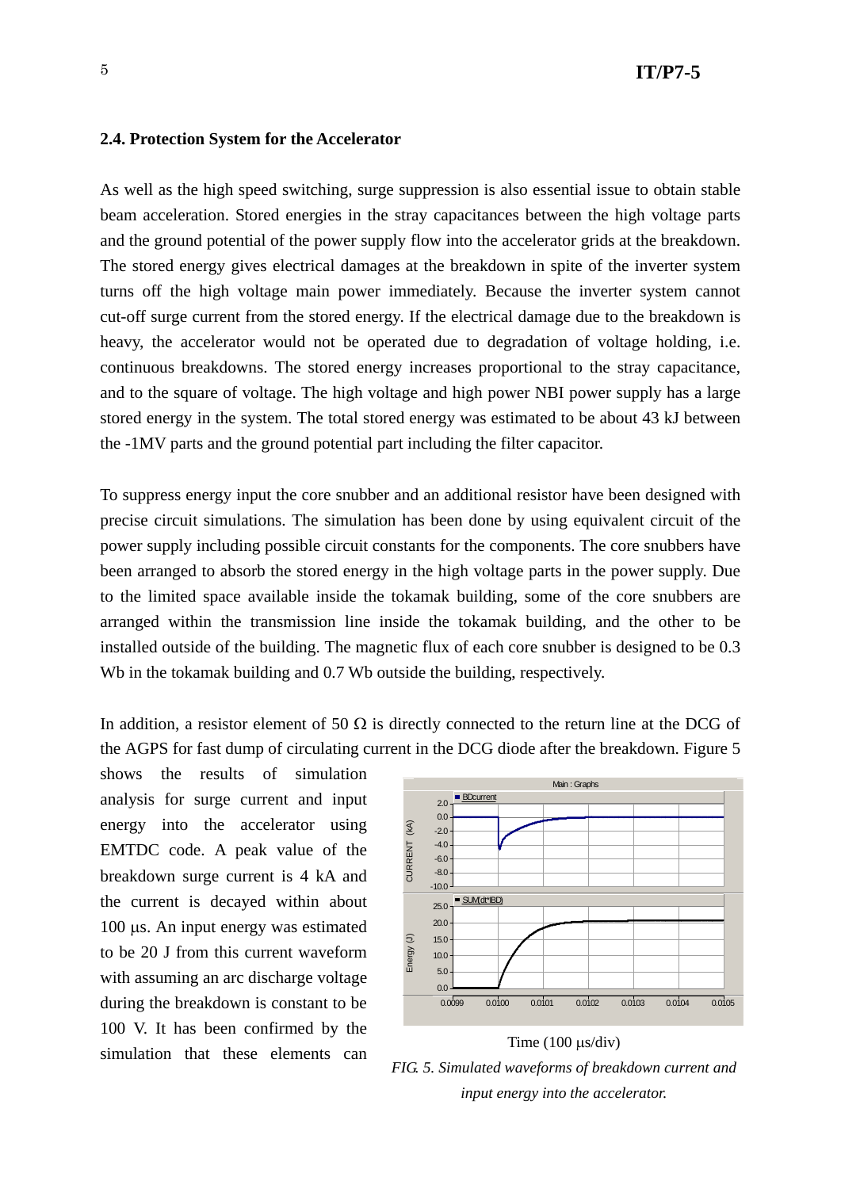### 2.4. Protection System for the Accelerator

As well as the high speed switching, surge suppression is also essential issue to obtain stable beam acceleration. Stored energies in the stray capacitances between the high voltage parts and the ground potential of the power supply flow into the accelerator grids at the breakdown. The stored energy gives electrical damages at the breakdown in spite of the inverter system turns off the high voltage main power immediately. Because the inverter system cannot cut-off surge current from the stored energy. If the electrical damage due to the breakdown is heavy, the accelerator would not be operated due to degradation of voltage holding, i.e. continuous breakdowns. The stored energy increases proportional to the stray capacitance, and to the square of voltage. The high voltage and high power NBI power supply has a large stored energy in the system. The total stored energy was estimated to be about 43 kJ between the -1MV parts and the ground potential part including the filter capacitor.

To suppress energy input the core snubber and an additional resistor have been designed with precise circuit simulations. The simulation has been done by using equivalent circuit of the power supply including possible circuit constants for the components. The core snubbers have been arranged to absorb the stored energy in the high voltage parts in the power supply. Due to the limited space available inside the tokamak building, some of the core snubbers are arranged within the transmission line inside the tokamak building, and the other to be installed outside of the building. The magnetic flux of each core snubber is designed to be 0.3 Wb in the tokamak building and 0.7 Wb outside the building, respectively.

In addition, a resistor element of 50 Ω is directly connected to the return line at the DCG of the AGPS for fast dump of circulating current in the DCG diode after the breakdown. Figure 5 shows the results of simulation analysis for surge current and input energy into the accelerator using EMTDC code. A peak value of the breakdown surge current is 4 kA and the current is decayed within about 100 μs. An input energy was estimated to be 20 J from this current waveform with assuming an arc discharge voltage during the breakdown is constant to be 100 V. It has been confirmed by the simulation that these elements can

Time (100 μs/div)

*FIG. 5. Simulated waveforms of breakdown current and input energy into the accelerator.*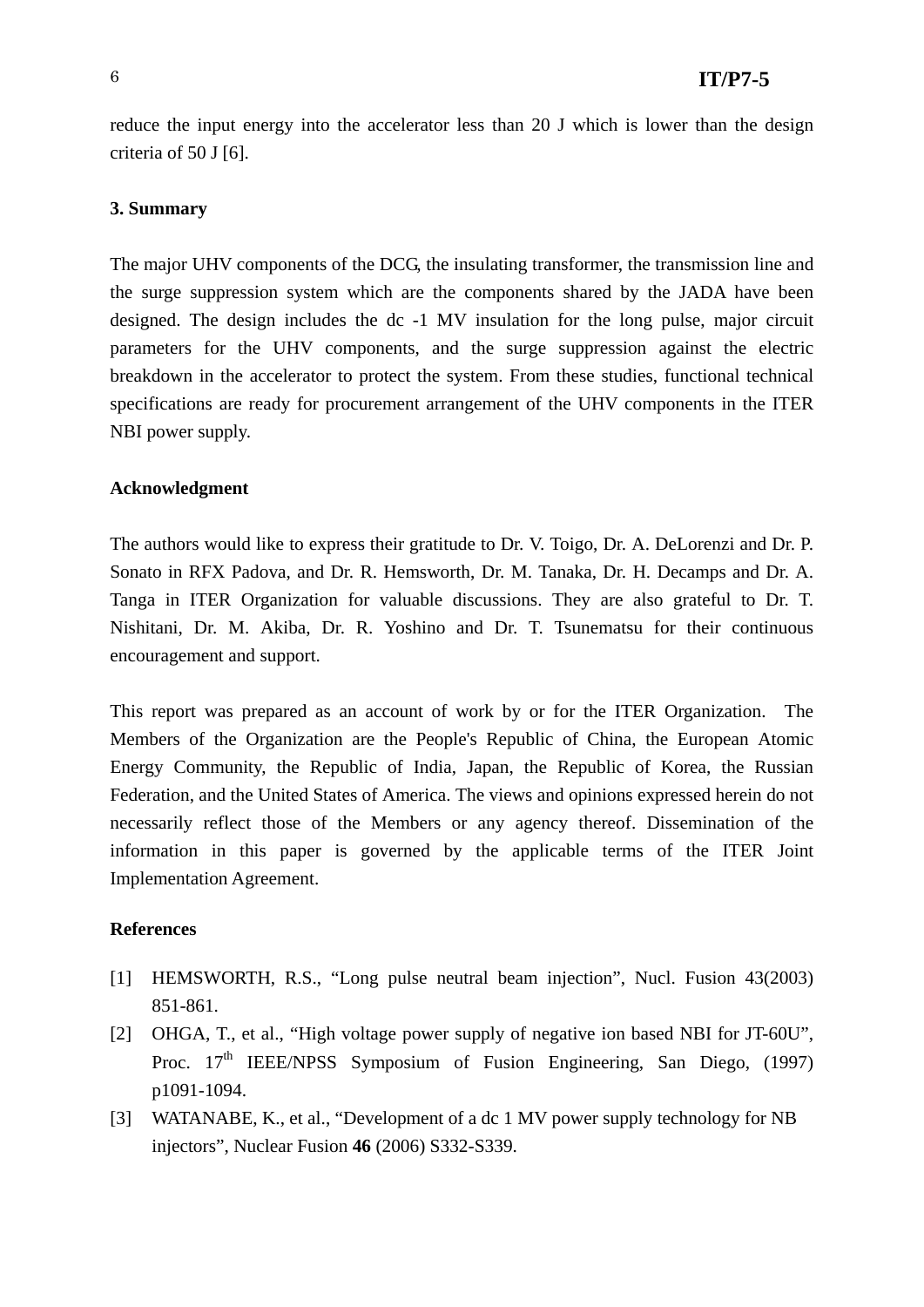reduce the input energy into the accelerator less than 20 J which is lower than the design criteria of 50 J [6].

## 3. Summary

The major UHV components of the DCG, the insulating transformer, the transmission line and the surge suppression system which are the components shared by the JADA have been designed. The design includes the dc -1 MV insulation for the long pulse, major circuit parameters for the UHV components, and the surge suppression against the electric breakdown in the accelerator to protect the system. From these studies, functional technical specifications are ready for procurement arrangement of the UHV components in the ITER NBI power supply.

## Acknowledgment

The authors would like to express their gratitude to Dr. V. Toigo, Dr. A. DeLorenzi and Dr. P. Sonato in RFX Padova, and Dr. R. Hemsworth, Dr. M. Tanaka, Dr. H. Decamps and Dr. A. Tanga in ITER Organization for valuable discussions. They are also grateful to Dr. T. Nishitani, Dr. M. Akiba, Dr. R. Yoshino and Dr. T. Tsunematsu for their continuous encouragement and support.

This report was prepared as an account of work by or for the ITER Organization. The Members of the Organization are the People's Republic of China, the European Atomic Energy Community, the Republic of India, Japan, the Republic of Korea, the Russian Federation, and the United States of America. The views and opinions expressed herein do not necessarily reflect those of the Members or any agency thereof. Dissemination of the information in this paper is governed by the applicable terms of the ITER Joint Implementation Agreement.

## References

[1] HEMSWORTH, R.S., "Long pulse neutral beam injection", Nucl. Fusion 43(2003) 851-861.

[2] OHGA, T., et al., "High voltage power supply of negative ion based NBI for JT-60U", Proc. 17th IEEE/NPSS Symposium of Fusion Engineering, San Diego, (1997) p1091-1094.

[3] WATANABE, K., et al., "Development of a dc 1 MV power supply technology for NB injectors", Nuclear Fusion **46** (2006) S332-S339.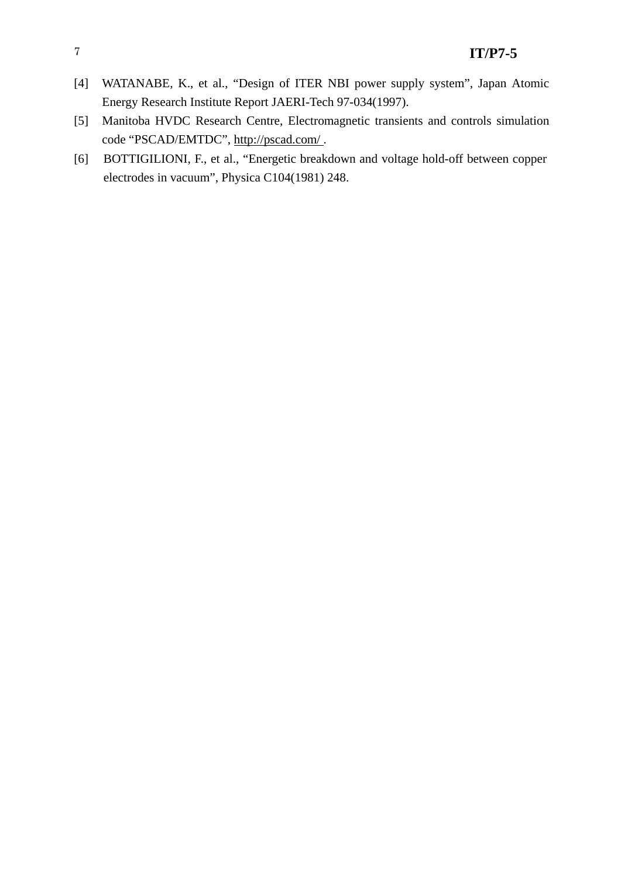[4] WATANABE, K., et al., “Design of ITER NBI power supply system”, Japan Atomic Energy Research Institute Report JAERI-Tech 97-034(1997).

[5] Manitoba HVDC Research Centre, Electromagnetic transients and controls simulation code “PSCAD/EMTDC”, http://pscad.com/ .

[6] BOTTIGILIONI, F., et al., “Energetic breakdown and voltage hold-off between copper electrodes in vacuum”, Physica C104(1981) 248.